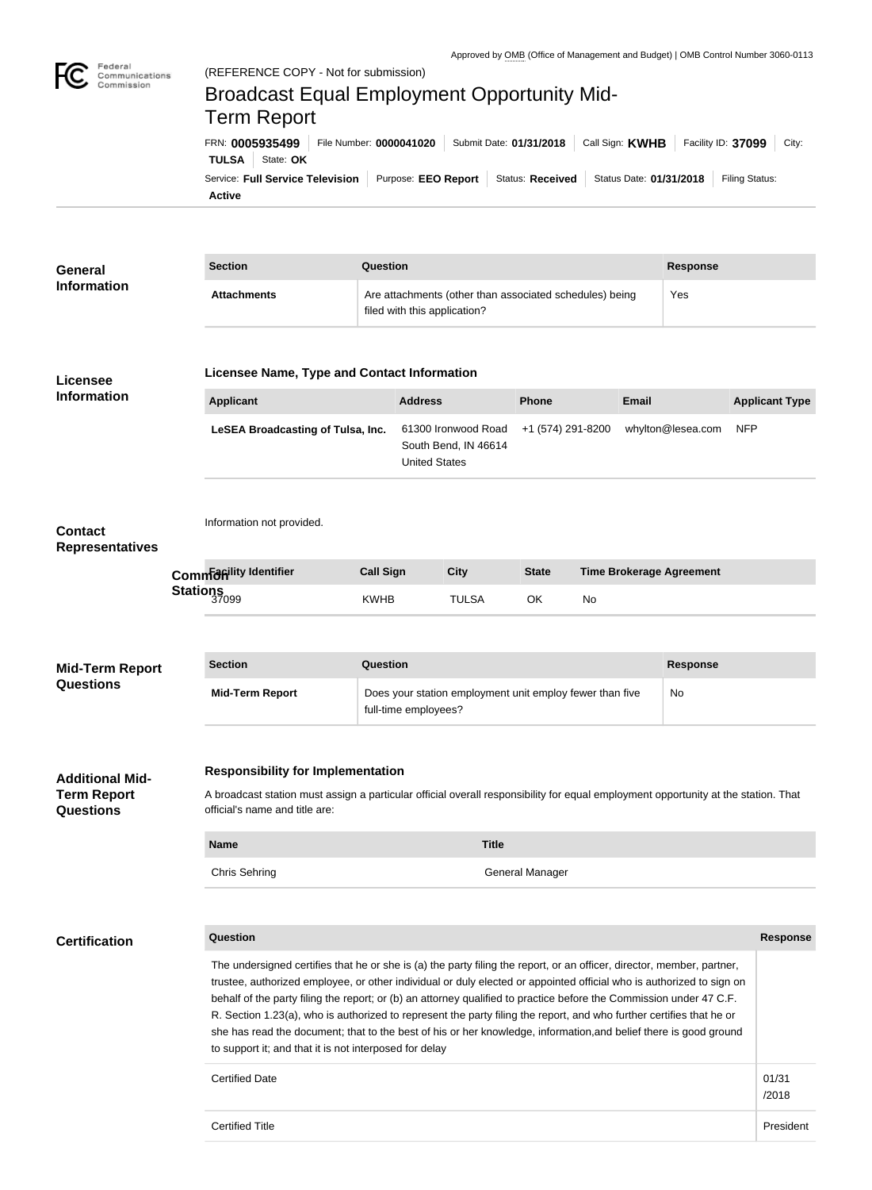Approved by OMB (Office of Management and Budget) | OMB Control Number 3060-0113

Federal Communications Commission

(REFERENCE COPY - Not for submission)

# Broadcast Equal Employment Opportunity Mid-Term Report

FRN: **0005935499** | File Number: **0000041020** | Submit Date: **01/31/2018** | Call Sign: **KWHB** | Facility ID: **37099** | City: **TULSA** | State: **OK**

Service: **Full Service Television** | Purpose: **EEO Report** | Status: **Received** | Status Date: **01/31/2018** | Filing Status: **Active**

## General Information

| Section | Question | Response |
| --- | --- | --- |
| Attachments | Are attachments (other than associated schedules) being filed with this application? | Yes |

## Licensee Information

### Licensee Name, Type and Contact Information

| Applicant | Address | Phone | Email | Applicant Type |
| --- | --- | --- | --- | --- |
| **LeSEA Broadcasting of Tulsa, Inc.** | 61300 Ironwood Road South Bend, IN 46614 United States | +1 (574) 291-8200 | whylton@lesea.com | NFP |

## Contact Representatives

Information not provided.

## Common Stations

| Facility Identifier | Call Sign | City | State | Time Brokerage Agreement |
| --- | --- | --- | --- | --- |
| 37099 | KWHB | TULSA | OK | No |

## Mid-Term Report Questions

| Section | Question | Response |
| --- | --- | --- |
| Mid-Term Report | Does your station employment unit employ fewer than five full-time employees? | No |

## Additional Mid-Term Report Questions

### Responsibility for Implementation

A broadcast station must assign a particular official overall responsibility for equal employment opportunity at the station. That official's name and title are:

| Name | Title |
| --- | --- |
| Chris Sehring | General Manager |

## Certification

| Question | Response |
| --- | --- |
| The undersigned certifies that he or she is (a) the party filing the report, or an officer, director, member, partner, trustee, authorized employee, or other individual or duly elected or appointed official who is authorized to sign on behalf of the party filing the report; or (b) an attorney qualified to practice before the Commission under 47 C.F. R. Section 1.23(a), who is authorized to represent the party filing the report, and who further certifies that he or she has read the document; that to the best of his or her knowledge, information,and belief there is good ground to support it; and that it is not interposed for delay | |
| Certified Date | 01/31/2018 |
| Certified Title | President |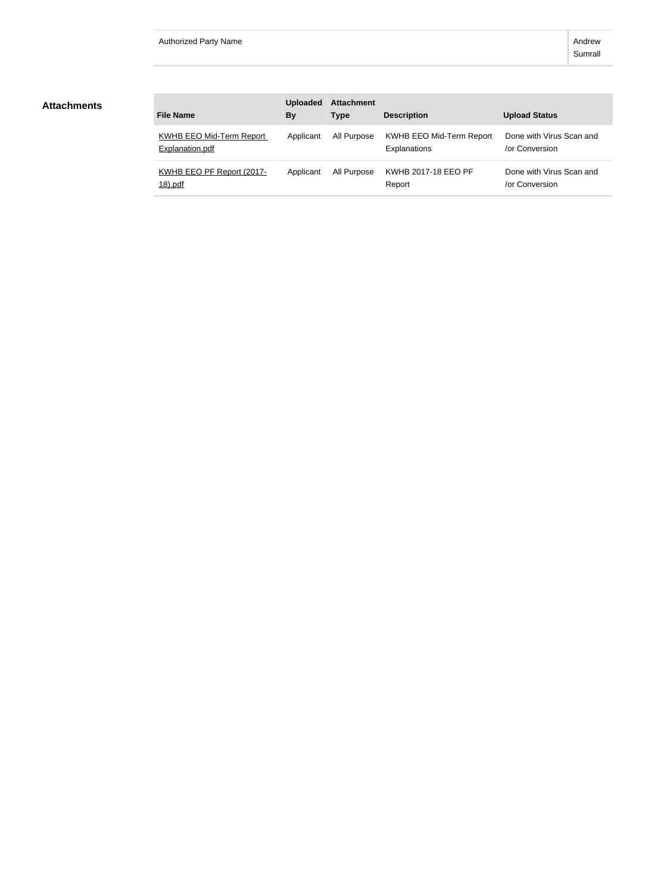| | |
|---|---|
| Authorized Party Name | Andrew Sumrall |

## Attachments

| File Name | Uploaded By | Attachment Type | Description | Upload Status |
|---|---|---|---|---|
| KWHB EEO Mid-Term Report Explanation.pdf | Applicant | All Purpose | KWHB EEO Mid-Term Report Explanations | Done with Virus Scan and /or Conversion |
| KWHB EEO PF Report (2017-18).pdf | Applicant | All Purpose | KWHB 2017-18 EEO PF Report | Done with Virus Scan and /or Conversion |